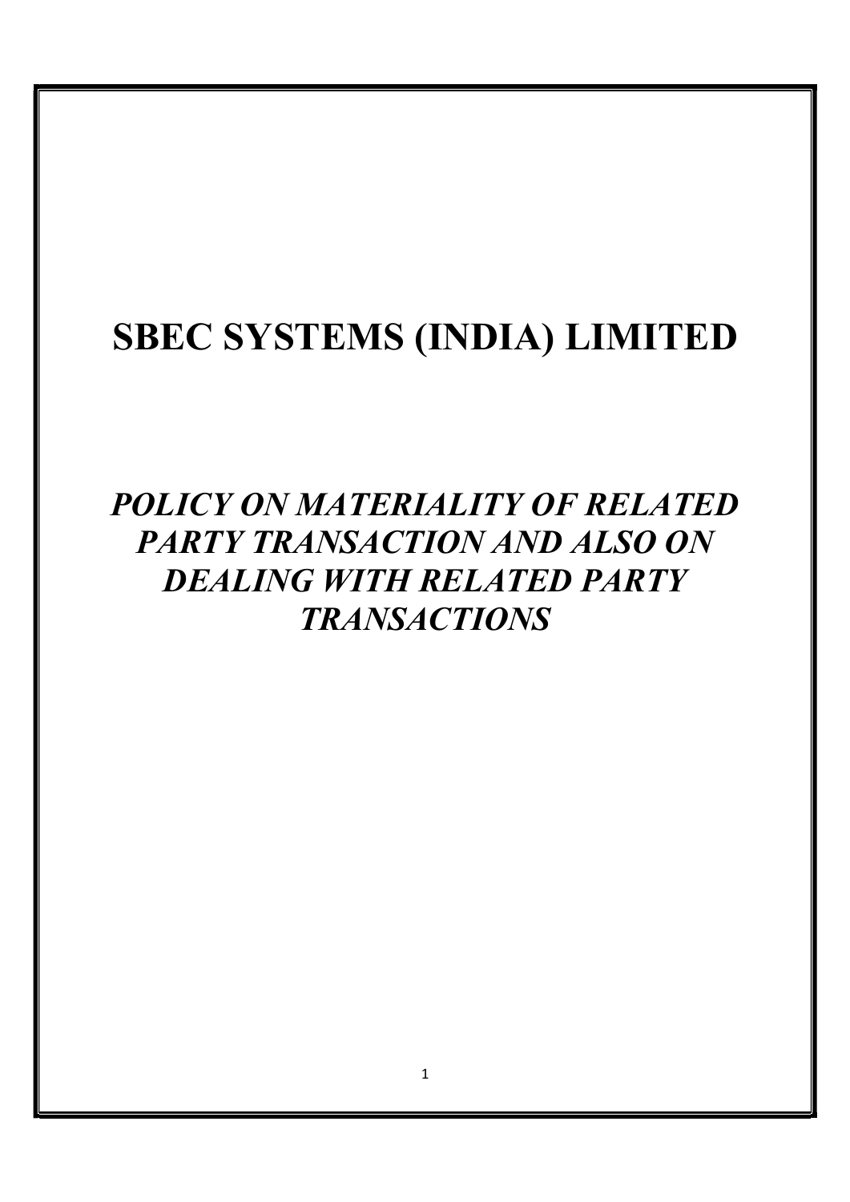# SBEC SYSTEMS (INDIA) LIMITED

## *POLICY ON MATERIALITY OF RELATED PARTY TRANSACTION AND ALSO ON DEALING WITH RELATED PARTY TRANSACTIONS*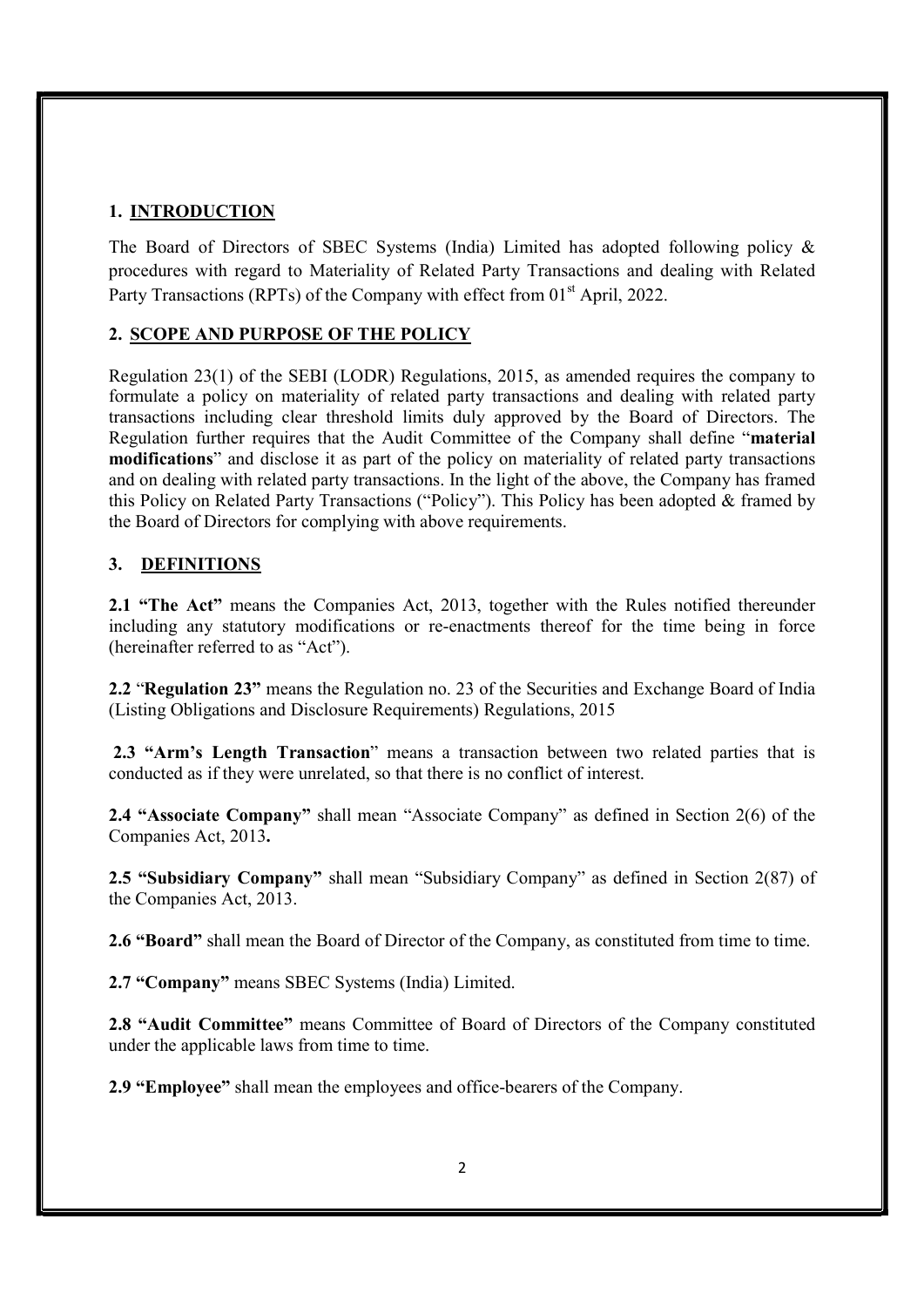## 1. INTRODUCTION

The Board of Directors of SBEC Systems (India) Limited has adopted following policy & procedures with regard to Materiality of Related Party Transactions and dealing with Related Party Transactions (RPTs) of the Company with effect from 01st April, 2022.

## 2. SCOPE AND PURPOSE OF THE POLICY

Regulation 23(1) of the SEBI (LODR) Regulations, 2015, as amended requires the company to formulate a policy on materiality of related party transactions and dealing with related party transactions including clear threshold limits duly approved by the Board of Directors. The Regulation further requires that the Audit Committee of the Company shall define "**material modifications**" and disclose it as part of the policy on materiality of related party transactions and on dealing with related party transactions. In the light of the above, the Company has framed this Policy on Related Party Transactions ("Policy"). This Policy has been adopted & framed by the Board of Directors for complying with above requirements.

## 3. DEFINITIONS

**2.1 "The Act"** means the Companies Act, 2013, together with the Rules notified thereunder including any statutory modifications or re-enactments thereof for the time being in force (hereinafter referred to as "Act").

**2.2** "**Regulation 23"** means the Regulation no. 23 of the Securities and Exchange Board of India (Listing Obligations and Disclosure Requirements) Regulations, 2015

**2.3 "Arm's Length Transaction**" means a transaction between two related parties that is conducted as if they were unrelated, so that there is no conflict of interest.

**2.4 "Associate Company"** shall mean "Associate Company" as defined in Section 2(6) of the Companies Act, 2013**.**

**2.5 "Subsidiary Company"** shall mean "Subsidiary Company" as defined in Section 2(87) of the Companies Act, 2013.

**2.6 "Board"** shall mean the Board of Director of the Company, as constituted from time to time.

**2.7 "Company"** means SBEC Systems (India) Limited.

**2.8 "Audit Committee"** means Committee of Board of Directors of the Company constituted under the applicable laws from time to time.

**2.9 "Employee"** shall mean the employees and office-bearers of the Company.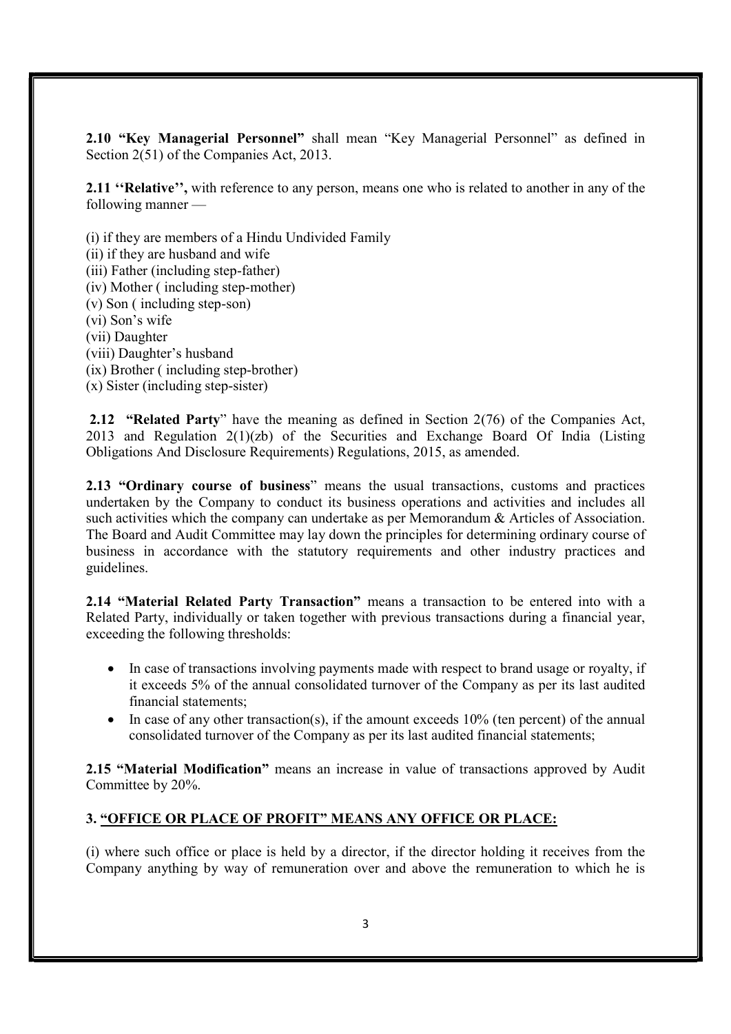**2.10 "Key Managerial Personnel"** shall mean "Key Managerial Personnel" as defined in Section 2(51) of the Companies Act, 2013.

**2.11 ''Relative'',** with reference to any person, means one who is related to another in any of the following manner —

(i) if they are members of a Hindu Undivided Family
(ii) if they are husband and wife
(iii) Father (including step-father)
(iv) Mother ( including step-mother)
(v) Son ( including step-son)
(vi) Son's wife
(vii) Daughter
(viii) Daughter's husband
(ix) Brother ( including step-brother)
(x) Sister (including step-sister)

**2.12 "Related Party**" have the meaning as defined in Section 2(76) of the Companies Act, 2013 and Regulation 2(1)(zb) of the Securities and Exchange Board Of India (Listing Obligations And Disclosure Requirements) Regulations, 2015, as amended.

**2.13 "Ordinary course of business**" means the usual transactions, customs and practices undertaken by the Company to conduct its business operations and activities and includes all such activities which the company can undertake as per Memorandum & Articles of Association. The Board and Audit Committee may lay down the principles for determining ordinary course of business in accordance with the statutory requirements and other industry practices and guidelines.

**2.14 "Material Related Party Transaction"** means a transaction to be entered into with a Related Party, individually or taken together with previous transactions during a financial year, exceeding the following thresholds:

- In case of transactions involving payments made with respect to brand usage or royalty, if it exceeds 5% of the annual consolidated turnover of the Company as per its last audited financial statements;
- In case of any other transaction(s), if the amount exceeds 10% (ten percent) of the annual consolidated turnover of the Company as per its last audited financial statements;

**2.15 "Material Modification"** means an increase in value of transactions approved by Audit Committee by 20%.

## 3. "OFFICE OR PLACE OF PROFIT" MEANS ANY OFFICE OR PLACE:

(i) where such office or place is held by a director, if the director holding it receives from the Company anything by way of remuneration over and above the remuneration to which he is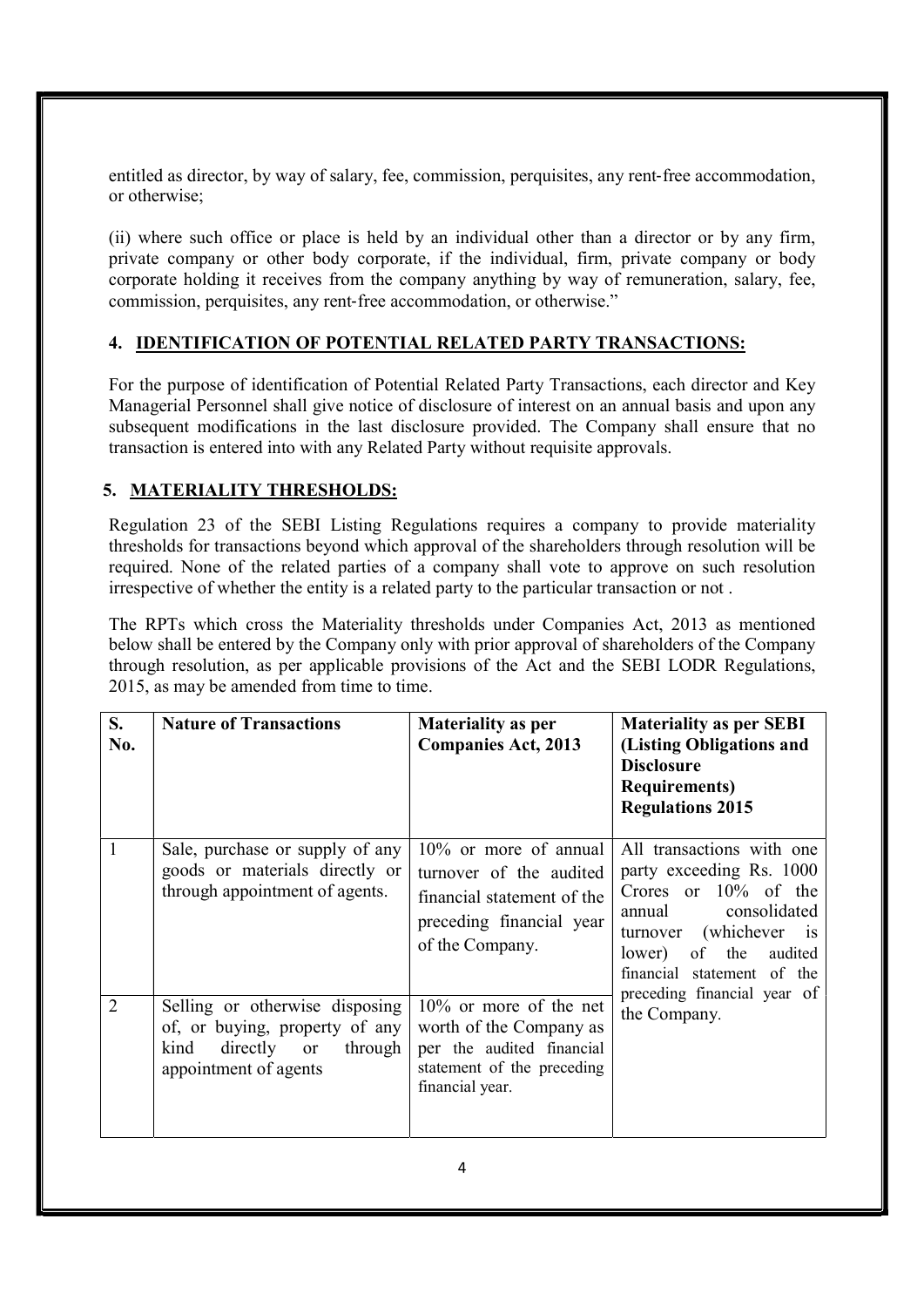entitled as director, by way of salary, fee, commission, perquisites, any rent-free accommodation, or otherwise;

(ii) where such office or place is held by an individual other than a director or by any firm, private company or other body corporate, if the individual, firm, private company or body corporate holding it receives from the company anything by way of remuneration, salary, fee, commission, perquisites, any rent-free accommodation, or otherwise."

## 4. IDENTIFICATION OF POTENTIAL RELATED PARTY TRANSACTIONS:

For the purpose of identification of Potential Related Party Transactions, each director and Key Managerial Personnel shall give notice of disclosure of interest on an annual basis and upon any subsequent modifications in the last disclosure provided. The Company shall ensure that no transaction is entered into with any Related Party without requisite approvals.

## 5. MATERIALITY THRESHOLDS:

Regulation 23 of the SEBI Listing Regulations requires a company to provide materiality thresholds for transactions beyond which approval of the shareholders through resolution will be required. None of the related parties of a company shall vote to approve on such resolution irrespective of whether the entity is a related party to the particular transaction or not .

The RPTs which cross the Materiality thresholds under Companies Act, 2013 as mentioned below shall be entered by the Company only with prior approval of shareholders of the Company through resolution, as per applicable provisions of the Act and the SEBI LODR Regulations, 2015, as may be amended from time to time.

| S. No. | Nature of Transactions | Materiality as per Companies Act, 2013 | Materiality as per SEBI (Listing Obligations and Disclosure Requirements) Regulations 2015 |
|---|---|---|---|
| 1 | Sale, purchase or supply of any goods or materials directly or through appointment of agents. | 10% or more of annual turnover of the audited financial statement of the preceding financial year of the Company. | All transactions with one party exceeding Rs. 1000 Crores or 10% of the annual consolidated turnover (whichever is lower) of the audited financial statement of the preceding financial year of the Company. |
| 2 | Selling or otherwise disposing of, or buying, property of any kind directly or through appointment of agents | 10% or more of the net worth of the Company as per the audited financial statement of the preceding financial year. | |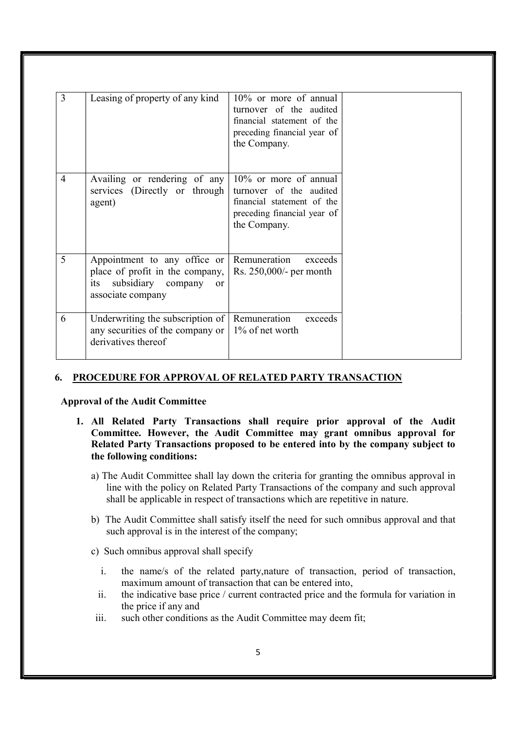| 3 | Leasing of property of any kind | 10% or more of annual turnover of the audited financial statement of the preceding financial year of the Company. | |
|---|---|---|---|
| 4 | Availing or rendering of any services (Directly or through agent) | 10% or more of annual turnover of the audited financial statement of the preceding financial year of the Company. | |
| 5 | Appointment to any office or place of profit in the company, its subsidiary company or associate company | Remuneration exceeds Rs. 250,000/- per month | |
| 6 | Underwriting the subscription of any securities of the company or derivatives thereof | Remuneration exceeds 1% of net worth | |

## 6. PROCEDURE FOR APPROVAL OF RELATED PARTY TRANSACTION

**Approval of the Audit Committee**

1. **All Related Party Transactions shall require prior approval of the Audit Committee. However, the Audit Committee may grant omnibus approval for Related Party Transactions proposed to be entered into by the company subject to the following conditions:**

   a) The Audit Committee shall lay down the criteria for granting the omnibus approval in line with the policy on Related Party Transactions of the company and such approval shall be applicable in respect of transactions which are repetitive in nature.

   b) The Audit Committee shall satisfy itself the need for such omnibus approval and that such approval is in the interest of the company;

   c) Such omnibus approval shall specify

      i. the name/s of the related party,nature of transaction, period of transaction, maximum amount of transaction that can be entered into,

      ii. the indicative base price / current contracted price and the formula for variation in the price if any and

      iii. such other conditions as the Audit Committee may deem fit;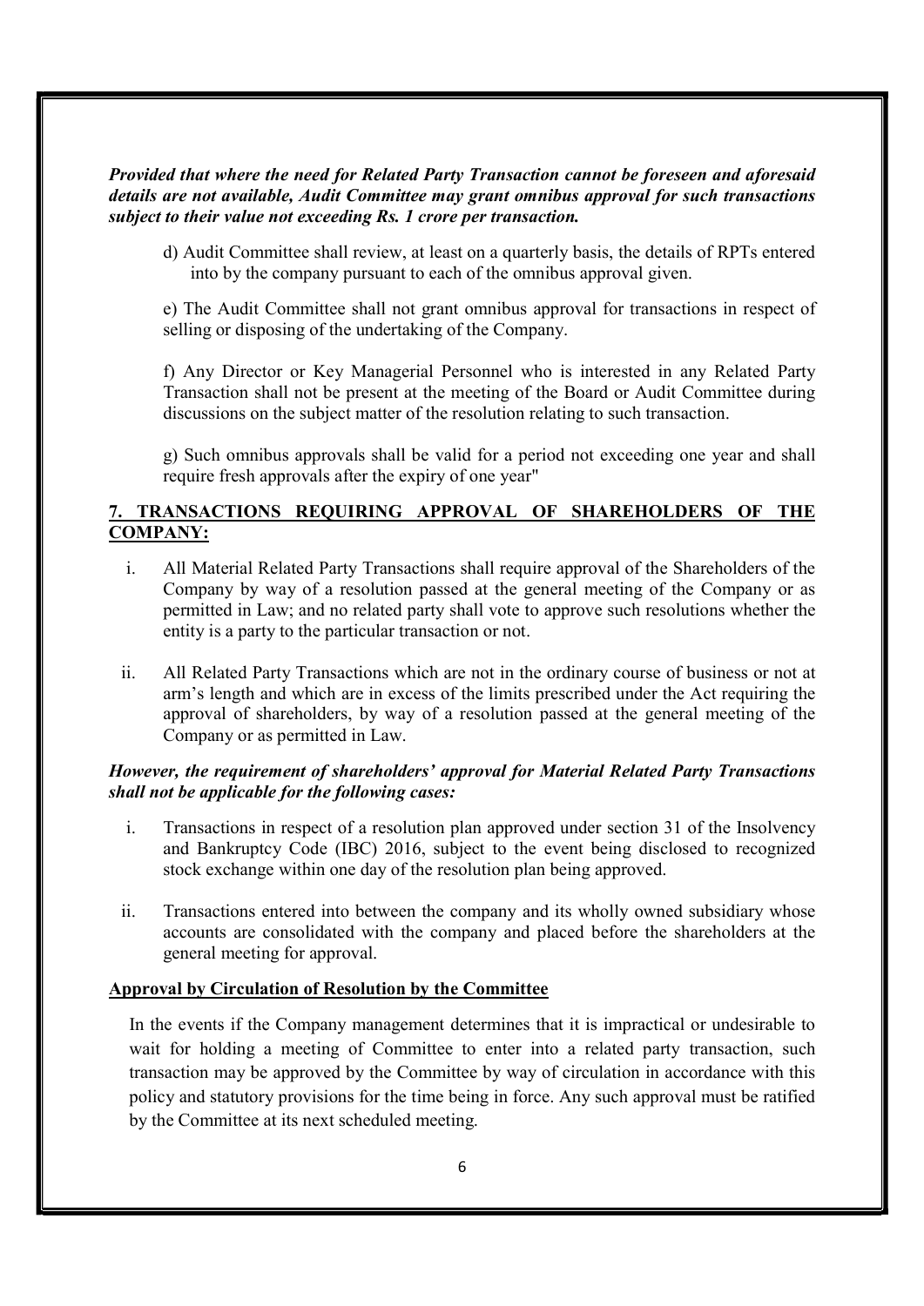***Provided that where the need for Related Party Transaction cannot be foreseen and aforesaid details are not available, Audit Committee may grant omnibus approval for such transactions subject to their value not exceeding Rs. 1 crore per transaction.***

d) Audit Committee shall review, at least on a quarterly basis, the details of RPTs entered into by the company pursuant to each of the omnibus approval given.

e) The Audit Committee shall not grant omnibus approval for transactions in respect of selling or disposing of the undertaking of the Company.

f) Any Director or Key Managerial Personnel who is interested in any Related Party Transaction shall not be present at the meeting of the Board or Audit Committee during discussions on the subject matter of the resolution relating to such transaction.

g) Such omnibus approvals shall be valid for a period not exceeding one year and shall require fresh approvals after the expiry of one year"

## 7. TRANSACTIONS REQUIRING APPROVAL OF SHAREHOLDERS OF THE COMPANY:

i. All Material Related Party Transactions shall require approval of the Shareholders of the Company by way of a resolution passed at the general meeting of the Company or as permitted in Law; and no related party shall vote to approve such resolutions whether the entity is a party to the particular transaction or not.

ii. All Related Party Transactions which are not in the ordinary course of business or not at arm's length and which are in excess of the limits prescribed under the Act requiring the approval of shareholders, by way of a resolution passed at the general meeting of the Company or as permitted in Law.

***However, the requirement of shareholders' approval for Material Related Party Transactions shall not be applicable for the following cases:***

i. Transactions in respect of a resolution plan approved under section 31 of the Insolvency and Bankruptcy Code (IBC) 2016, subject to the event being disclosed to recognized stock exchange within one day of the resolution plan being approved.

ii. Transactions entered into between the company and its wholly owned subsidiary whose accounts are consolidated with the company and placed before the shareholders at the general meeting for approval.

**Approval by Circulation of Resolution by the Committee**

In the events if the Company management determines that it is impractical or undesirable to wait for holding a meeting of Committee to enter into a related party transaction, such transaction may be approved by the Committee by way of circulation in accordance with this policy and statutory provisions for the time being in force. Any such approval must be ratified by the Committee at its next scheduled meeting.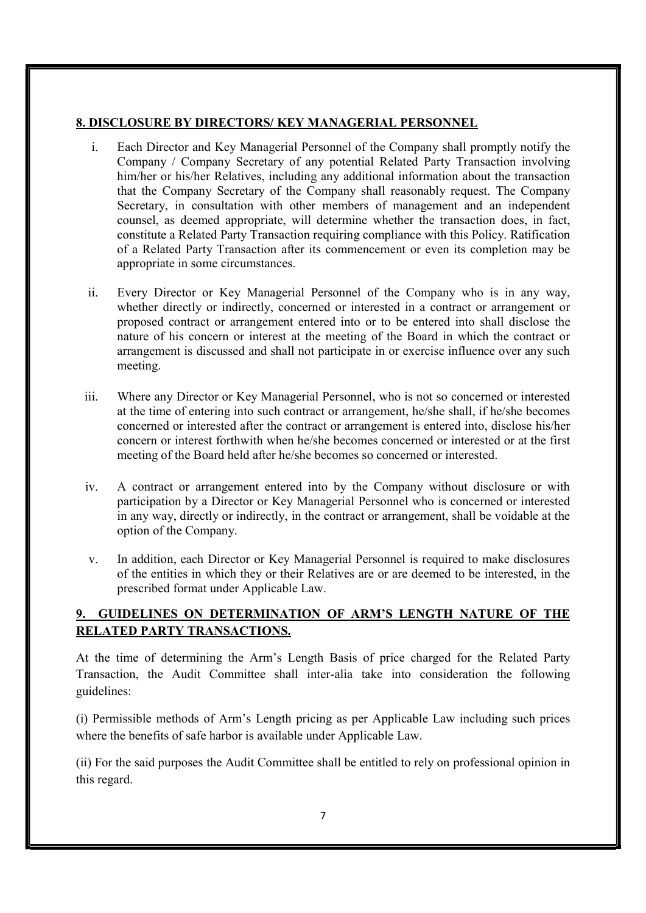## 8. DISCLOSURE BY DIRECTORS/ KEY MANAGERIAL PERSONNEL

i. Each Director and Key Managerial Personnel of the Company shall promptly notify the Company / Company Secretary of any potential Related Party Transaction involving him/her or his/her Relatives, including any additional information about the transaction that the Company Secretary of the Company shall reasonably request. The Company Secretary, in consultation with other members of management and an independent counsel, as deemed appropriate, will determine whether the transaction does, in fact, constitute a Related Party Transaction requiring compliance with this Policy. Ratification of a Related Party Transaction after its commencement or even its completion may be appropriate in some circumstances.

ii. Every Director or Key Managerial Personnel of the Company who is in any way, whether directly or indirectly, concerned or interested in a contract or arrangement or proposed contract or arrangement entered into or to be entered into shall disclose the nature of his concern or interest at the meeting of the Board in which the contract or arrangement is discussed and shall not participate in or exercise influence over any such meeting.

iii. Where any Director or Key Managerial Personnel, who is not so concerned or interested at the time of entering into such contract or arrangement, he/she shall, if he/she becomes concerned or interested after the contract or arrangement is entered into, disclose his/her concern or interest forthwith when he/she becomes concerned or interested or at the first meeting of the Board held after he/she becomes so concerned or interested.

iv. A contract or arrangement entered into by the Company without disclosure or with participation by a Director or Key Managerial Personnel who is concerned or interested in any way, directly or indirectly, in the contract or arrangement, shall be voidable at the option of the Company.

v. In addition, each Director or Key Managerial Personnel is required to make disclosures of the entities in which they or their Relatives are or are deemed to be interested, in the prescribed format under Applicable Law.

## 9. GUIDELINES ON DETERMINATION OF ARM'S LENGTH NATURE OF THE RELATED PARTY TRANSACTIONS.

At the time of determining the Arm's Length Basis of price charged for the Related Party Transaction, the Audit Committee shall inter-alia take into consideration the following guidelines:

(i) Permissible methods of Arm's Length pricing as per Applicable Law including such prices where the benefits of safe harbor is available under Applicable Law.

(ii) For the said purposes the Audit Committee shall be entitled to rely on professional opinion in this regard.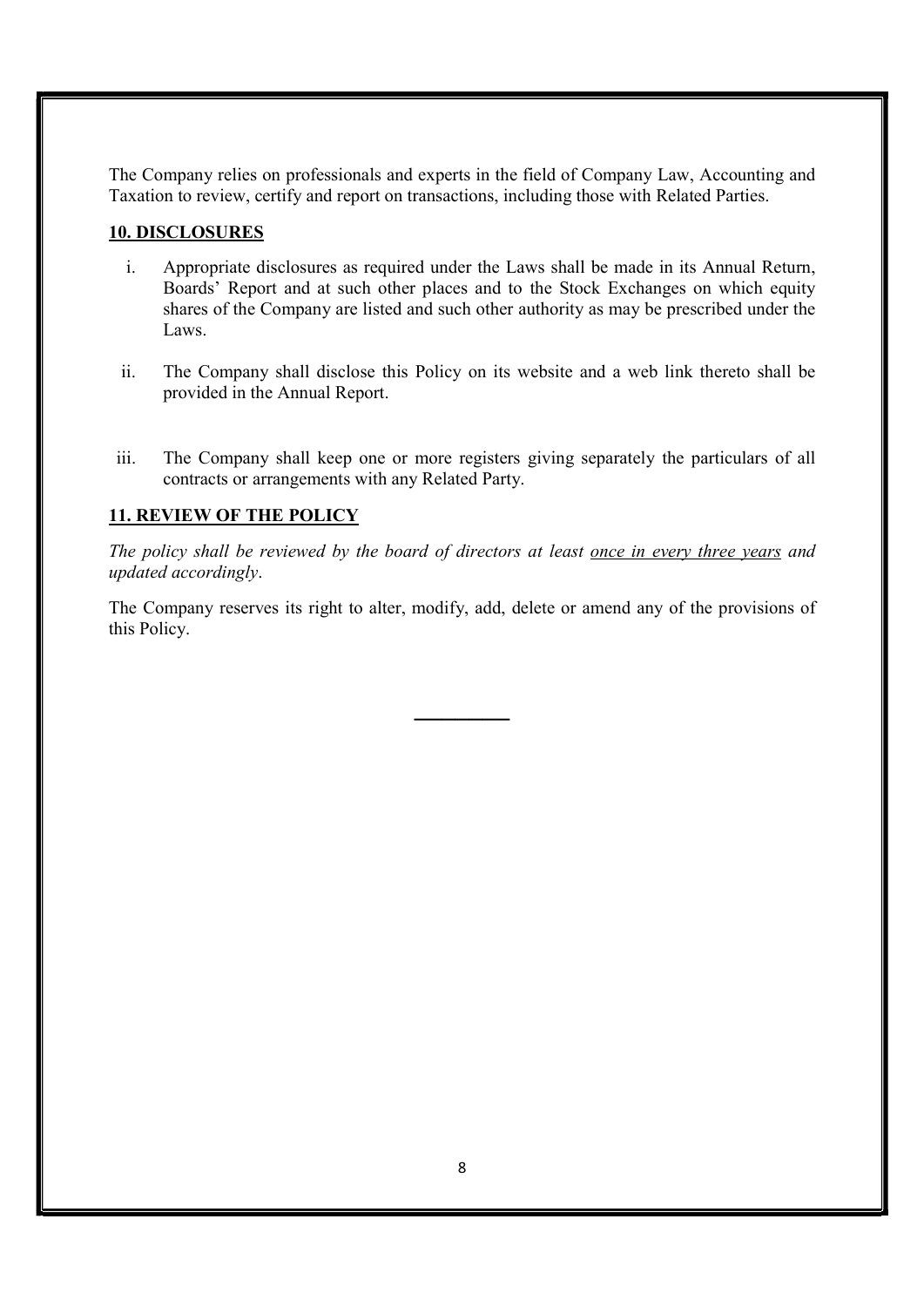The Company relies on professionals and experts in the field of Company Law, Accounting and Taxation to review, certify and report on transactions, including those with Related Parties.

## 10. DISCLOSURES

i. Appropriate disclosures as required under the Laws shall be made in its Annual Return, Boards' Report and at such other places and to the Stock Exchanges on which equity shares of the Company are listed and such other authority as may be prescribed under the Laws.

ii. The Company shall disclose this Policy on its website and a web link thereto shall be provided in the Annual Report.

iii. The Company shall keep one or more registers giving separately the particulars of all contracts or arrangements with any Related Party.

## 11. REVIEW OF THE POLICY

*The policy shall be reviewed by the board of directors at least once in every three years and updated accordingly*.

The Company reserves its right to alter, modify, add, delete or amend any of the provisions of this Policy.

---